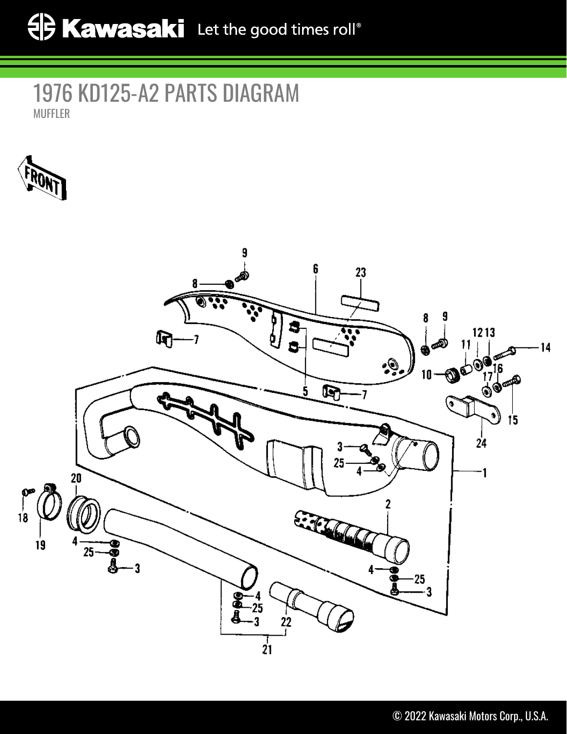# 1976 KD125-A2 PARTS DIAGRAM

MUFFLER

FRONT

9
8
6
23
8
9
12 13
11
14
7
10
16
17
5
7
15
24
3
25
4
1
20
18
19
2
4
25
3
4
25
3
4
25
3
22
21

© 2022 Kawasaki Motors Corp., U.S.A.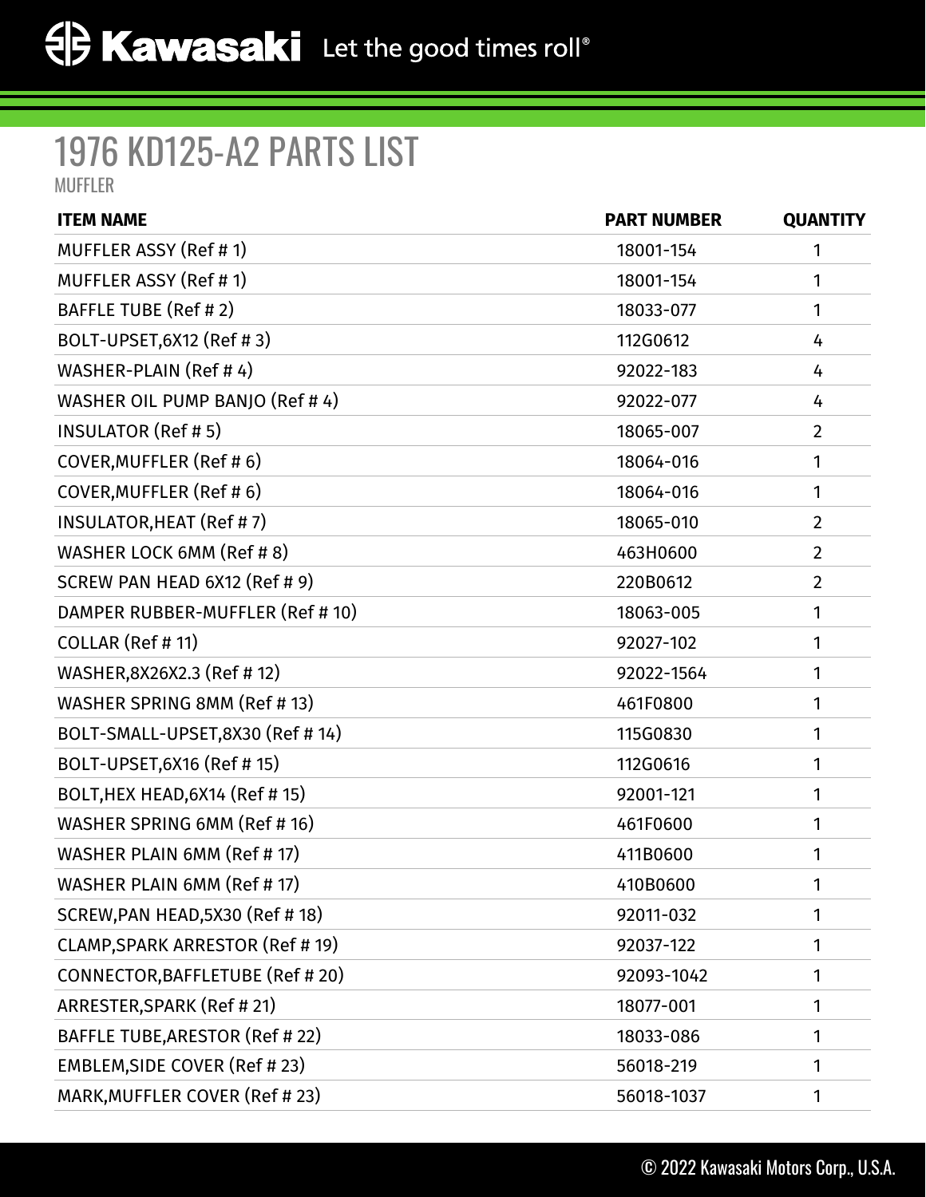# 1976 KD125-A2 PARTS LIST

MUFFLER

| ITEM NAME | PART NUMBER | QUANTITY |
| --- | --- | --- |
| MUFFLER ASSY (Ref # 1) | 18001-154 | 1 |
| MUFFLER ASSY (Ref # 1) | 18001-154 | 1 |
| BAFFLE TUBE (Ref # 2) | 18033-077 | 1 |
| BOLT-UPSET,6X12 (Ref # 3) | 112G0612 | 4 |
| WASHER-PLAIN (Ref # 4) | 92022-183 | 4 |
| WASHER OIL PUMP BANJO (Ref # 4) | 92022-077 | 4 |
| INSULATOR (Ref # 5) | 18065-007 | 2 |
| COVER,MUFFLER (Ref # 6) | 18064-016 | 1 |
| COVER,MUFFLER (Ref # 6) | 18064-016 | 1 |
| INSULATOR,HEAT (Ref # 7) | 18065-010 | 2 |
| WASHER LOCK 6MM (Ref # 8) | 463H0600 | 2 |
| SCREW PAN HEAD 6X12 (Ref # 9) | 220B0612 | 2 |
| DAMPER RUBBER-MUFFLER (Ref # 10) | 18063-005 | 1 |
| COLLAR (Ref # 11) | 92027-102 | 1 |
| WASHER,8X26X2.3 (Ref # 12) | 92022-1564 | 1 |
| WASHER SPRING 8MM (Ref # 13) | 461F0800 | 1 |
| BOLT-SMALL-UPSET,8X30 (Ref # 14) | 115G0830 | 1 |
| BOLT-UPSET,6X16 (Ref # 15) | 112G0616 | 1 |
| BOLT,HEX HEAD,6X14 (Ref # 15) | 92001-121 | 1 |
| WASHER SPRING 6MM (Ref # 16) | 461F0600 | 1 |
| WASHER PLAIN 6MM (Ref # 17) | 411B0600 | 1 |
| WASHER PLAIN 6MM (Ref # 17) | 410B0600 | 1 |
| SCREW,PAN HEAD,5X30 (Ref # 18) | 92011-032 | 1 |
| CLAMP,SPARK ARRESTOR (Ref # 19) | 92037-122 | 1 |
| CONNECTOR,BAFFLETUBE (Ref # 20) | 92093-1042 | 1 |
| ARRESTER,SPARK (Ref # 21) | 18077-001 | 1 |
| BAFFLE TUBE,ARESTOR (Ref # 22) | 18033-086 | 1 |
| EMBLEM,SIDE COVER (Ref # 23) | 56018-219 | 1 |
| MARK,MUFFLER COVER (Ref # 23) | 56018-1037 | 1 |